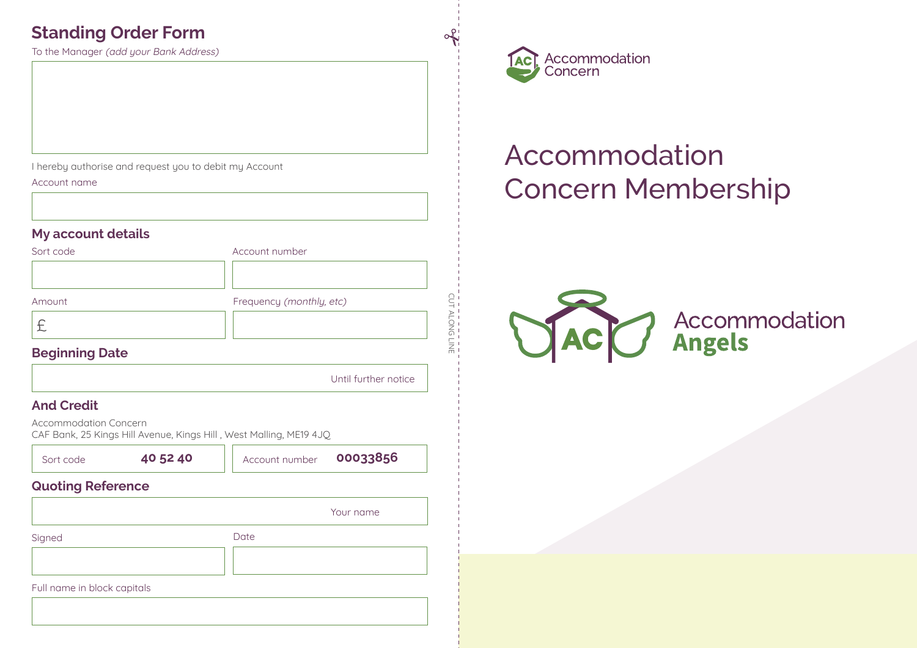## Standing Order Form

To the Manager *(add your Bank Address)*

I hereby authorise and request you to debit my Account

Account name

### My account details

Sort code

Account number

Amount

£

Frequency *(monthly, etc)*

### Beginning Date

Until further notice

### And Credit

Accommodation Concern
CAF Bank, 25 Kings Hill Avenue, Kings Hill , West Malling, ME19 4JQ

Sort code **40 52 40**

Account number **00033856**

### Quoting Reference

Your name

Signed

Date

Full name in block capitals

CUT ALONG LINE

Accommodation Concern

# Accommodation Concern Membership

Accommodation **Angels**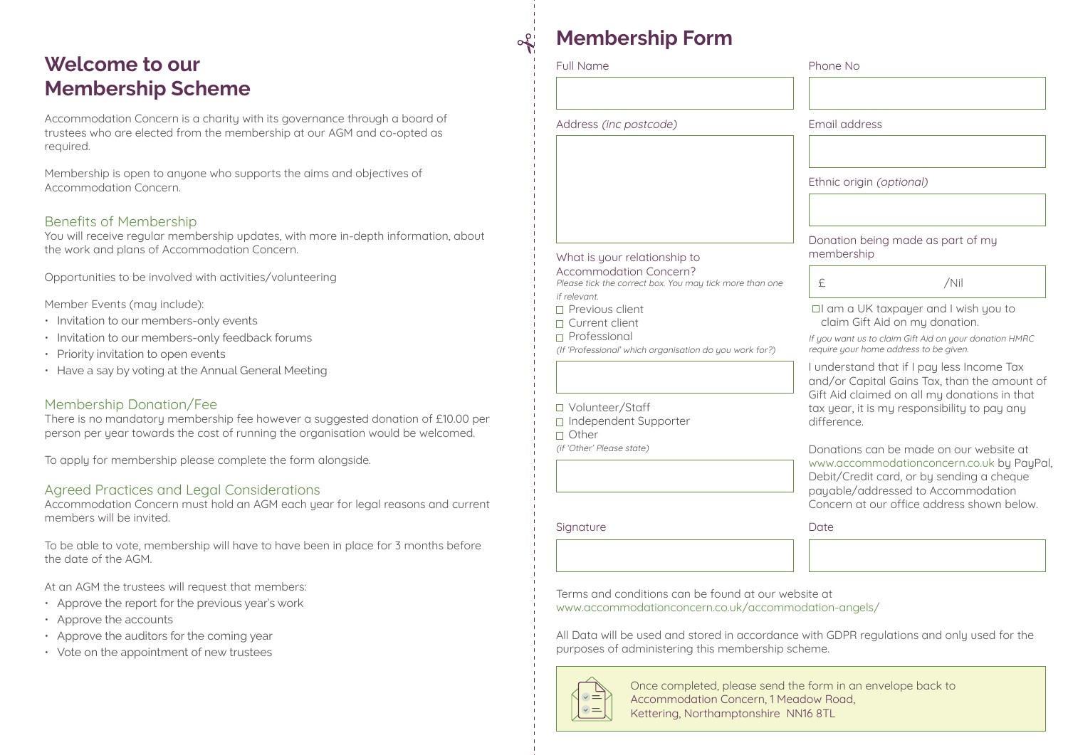# Welcome to our Membership Scheme

Accommodation Concern is a charity with its governance through a board of trustees who are elected from the membership at our AGM and co-opted as required.

Membership is open to anyone who supports the aims and objectives of Accommodation Concern.

## Benefits of Membership

You will receive regular membership updates, with more in-depth information, about the work and plans of Accommodation Concern.

Opportunities to be involved with activities/volunteering

Member Events (may include):

- Invitation to our members-only events
- Invitation to our members-only feedback forums
- Priority invitation to open events
- Have a say by voting at the Annual General Meeting

## Membership Donation/Fee

There is no mandatory membership fee however a suggested donation of £10.00 per person per year towards the cost of running the organisation would be welcomed.

To apply for membership please complete the form alongside.

## Agreed Practices and Legal Considerations

Accommodation Concern must hold an AGM each year for legal reasons and current members will be invited.

To be able to vote, membership will have to have been in place for 3 months before the date of the AGM.

At an AGM the trustees will request that members:

- Approve the report for the previous year's work
- Approve the accounts
- Approve the auditors for the coming year
- Vote on the appointment of new trustees

# Membership Form

Full Name

Address *(inc postcode)*

What is your relationship to Accommodation Concern?
*Please tick the correct box. You may tick more than one if relevant.*

- ☐ Previous client
- ☐ Current client
- ☐ Professional

*(If 'Professional' which organisation do you work for?)*

- ☐ Volunteer/Staff
- ☐ Independent Supporter
- ☐ Other

*(if 'Other' Please state)*

Phone No

Email address

Ethnic origin *(optional)*

Donation being made as part of my membership

£ /Nil

☐ I am a UK taxpayer and I wish you to claim Gift Aid on my donation.

*If you want us to claim Gift Aid on your donation HMRC require your home address to be given.*

I understand that if I pay less Income Tax and/or Capital Gains Tax, than the amount of Gift Aid claimed on all my donations in that tax year, it is my responsibility to pay any difference.

Donations can be made on our website at www.accommodationconcern.co.uk by PayPal, Debit/Credit card, or by sending a cheque payable/addressed to Accommodation Concern at our office address shown below.

Signature

Date

Terms and conditions can be found at our website at www.accommodationconcern.co.uk/accommodation-angels/

All Data will be used and stored in accordance with GDPR regulations and only used for the purposes of administering this membership scheme.

Once completed, please send the form in an envelope back to Accommodation Concern, 1 Meadow Road, Kettering, Northamptonshire NN16 8TL